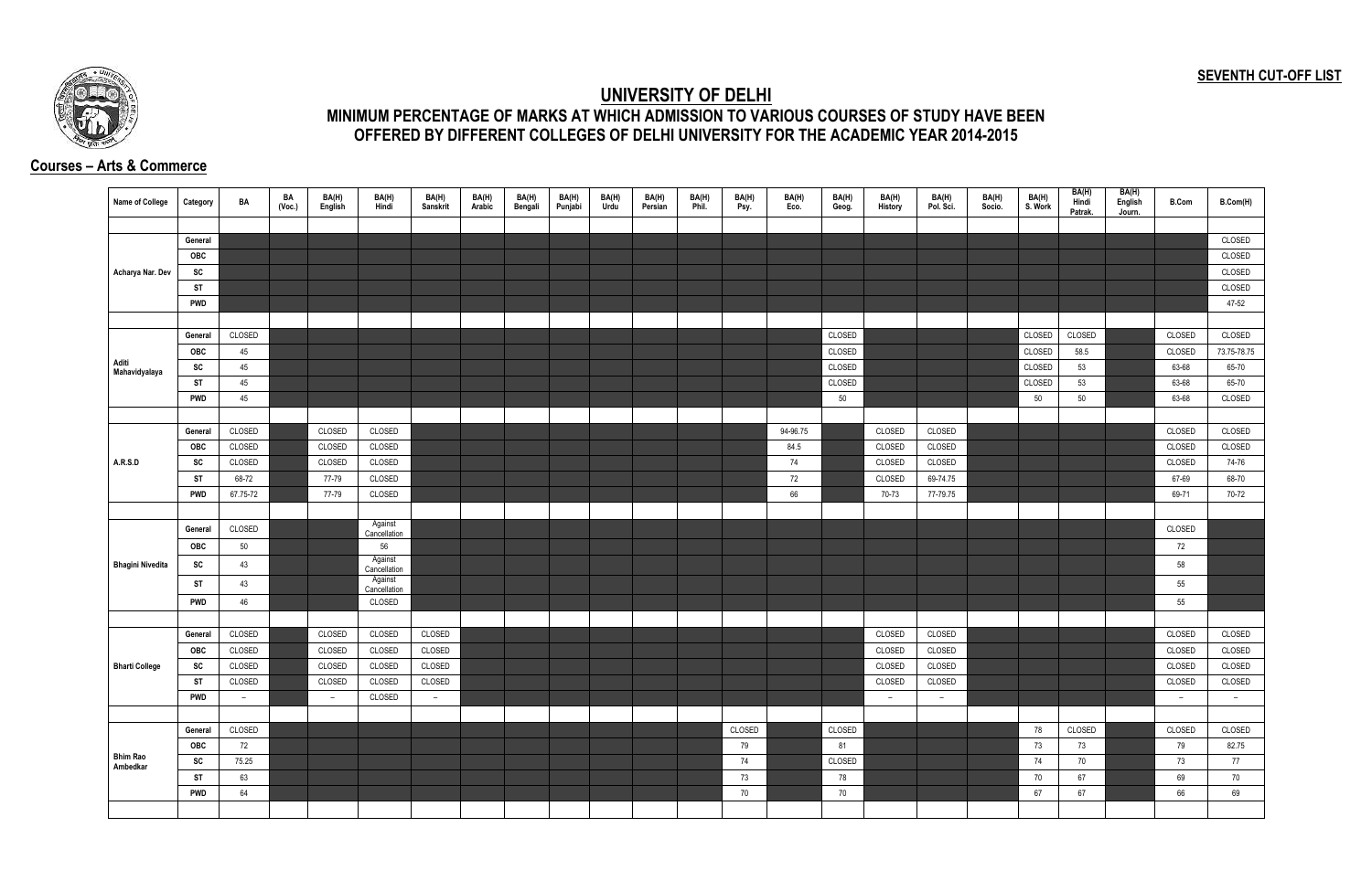**SEVENTH CUT-OFF LIST**

# UNIVERSITY OF DELHI

## MINIMUM PERCENTAGE OF MARKS AT WHICH ADMISSION TO VARIOUS COURSES OF STUDY HAVE BEEN OFFERED BY DIFFERENT COLLEGES OF DELHI UNIVERSITY FOR THE ACADEMIC YEAR 2014-2015

### Courses – Arts & Commerce

| Name of College | Category | BA | BA (Voc.) | BA(H) English | BA(H) Hindi | BA(H) Sanskrit | BA(H) Arabic | BA(H) Bengali | BA(H) Punjabi | BA(H) Urdu | BA(H) Persian | BA(H) Phil. | BA(H) Psy. | BA(H) Eco. | BA(H) Geog. | BA(H) History | BA(H) Pol. Sci. | BA(H) Socio. | BA(H) S. Work | BA(H) Hindi Patrak. | BA(H) English Journ. | B.Com | B.Com(H) |
|---|---|---|---|---|---|---|---|---|---|---|---|---|---|---|---|---|---|---|---|---|---|---|---|
| Acharya Nar. Dev | General | | | | | | | | | | | | | | | | | | | | | | CLOSED |
| | OBC | | | | | | | | | | | | | | | | | | | | | | CLOSED |
| | SC | | | | | | | | | | | | | | | | | | | | | | CLOSED |
| | ST | | | | | | | | | | | | | | | | | | | | | | CLOSED |
| | PWD | | | | | | | | | | | | | | | | | | | | | | 47-52 |
| Aditi Mahavidyalaya | General | CLOSED | | | | | | | | | | | | | CLOSED | | | | CLOSED | CLOSED | | CLOSED | CLOSED |
| | OBC | 45 | | | | | | | | | | | | | CLOSED | | | | CLOSED | 58.5 | | CLOSED | 73.75-78.75 |
| | SC | 45 | | | | | | | | | | | | | CLOSED | | | | CLOSED | 53 | | 63-68 | 65-70 |
| | ST | 45 | | | | | | | | | | | | | CLOSED | | | | CLOSED | 53 | | 63-68 | 65-70 |
| | PWD | 45 | | | | | | | | | | | | | 50 | | | | 50 | 50 | | 63-68 | CLOSED |
| A.R.S.D | General | CLOSED | | CLOSED | CLOSED | | | | | | | | | 94-96.75 | | CLOSED | CLOSED | | | | | CLOSED | CLOSED |
| | OBC | CLOSED | | CLOSED | CLOSED | | | | | | | | | 84.5 | | CLOSED | CLOSED | | | | | CLOSED | CLOSED |
| | SC | CLOSED | | CLOSED | CLOSED | | | | | | | | | 74 | | CLOSED | CLOSED | | | | | CLOSED | 74-76 |
| | ST | 68-72 | | 77-79 | CLOSED | | | | | | | | | 72 | | CLOSED | 69-74.75 | | | | | 67-69 | 68-70 |
| | PWD | 67.75-72 | | 77-79 | CLOSED | | | | | | | | | 66 | | 70-73 | 77-79.75 | | | | | 69-71 | 70-72 |
| Bhagini Nivedita | General | CLOSED | | | Against Cancellation | | | | | | | | | | | | | | | | | CLOSED | |
| | OBC | 50 | | | 56 | | | | | | | | | | | | | | | | | 72 | |
| | SC | 43 | | | Against Cancellation | | | | | | | | | | | | | | | | | 58 | |
| | ST | 43 | | | Against Cancellation | | | | | | | | | | | | | | | | | 55 | |
| | PWD | 46 | | | CLOSED | | | | | | | | | | | | | | | | | 55 | |
| Bharti College | General | CLOSED | | CLOSED | CLOSED | CLOSED | | | | | | | | | | CLOSED | CLOSED | | | | | CLOSED | CLOSED |
| | OBC | CLOSED | | CLOSED | CLOSED | CLOSED | | | | | | | | | | CLOSED | CLOSED | | | | | CLOSED | CLOSED |
| | SC | CLOSED | | CLOSED | CLOSED | CLOSED | | | | | | | | | | CLOSED | CLOSED | | | | | CLOSED | CLOSED |
| | ST | CLOSED | | CLOSED | CLOSED | CLOSED | | | | | | | | | | CLOSED | CLOSED | | | | | CLOSED | CLOSED |
| | PWD | – | | – | CLOSED | – | | | | | | | | | | – | – | | | | | – | – |
| Bhim Rao Ambedkar | General | CLOSED | | | | | | | | | | | CLOSED | | CLOSED | | | | 78 | CLOSED | | CLOSED | CLOSED |
| | OBC | 72 | | | | | | | | | | | 79 | | 81 | | | | 73 | 73 | | 79 | 82.75 |
| | SC | 75.25 | | | | | | | | | | | 74 | | CLOSED | | | | 74 | 70 | | 73 | 77 |
| | ST | 63 | | | | | | | | | | | 73 | | 78 | | | | 70 | 67 | | 69 | 70 |
| | PWD | 64 | | | | | | | | | | | 70 | | 70 | | | | 67 | 67 | | 66 | 69 |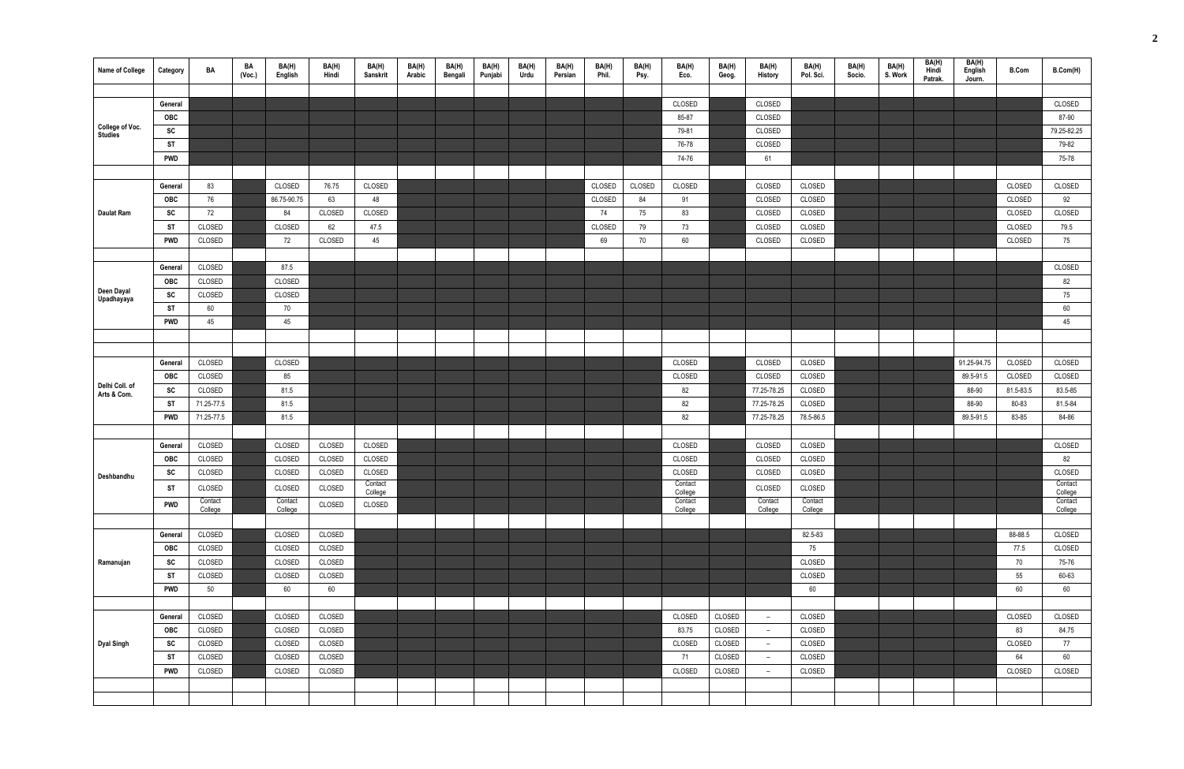| Name of College | Category | BA | BA (Voc.) | BA(H) English | BA(H) Hindi | BA(H) Sanskrit | BA(H) Arabic | BA(H) Bengali | BA(H) Punjabi | BA(H) Urdu | BA(H) Persian | BA(H) Phil. | BA(H) Psy. | BA(H) Eco. | BA(H) Geog. | BA(H) History | BA(H) Pol. Sci. | BA(H) Socio. | BA(H) S. Work | BA(H) Hindi Patrak. | BA(H) English Journ. | B.Com | B.Com(H) |
|---|---|---|---|---|---|---|---|---|---|---|---|---|---|---|---|---|---|---|---|---|---|---|---|
| College of Voc. Studies | General | | | | | | | | | | | | | CLOSED | | CLOSED | | | | | | | CLOSED |
| | OBC | | | | | | | | | | | | | 85-87 | | CLOSED | | | | | | | 87-90 |
| | SC | | | | | | | | | | | | | 79-81 | | CLOSED | | | | | | | 79.25-82.25 |
| | ST | | | | | | | | | | | | | 76-78 | | CLOSED | | | | | | | 79-82 |
| | PWD | | | | | | | | | | | | | 74-76 | | 61 | | | | | | | 75-78 |
| Daulat Ram | General | 83 | | CLOSED | 76.75 | CLOSED | | | | | | CLOSED | CLOSED | CLOSED | | CLOSED | CLOSED | | | | | CLOSED | CLOSED |
| | OBC | 76 | | 86.75-90.75 | 63 | 48 | | | | | | CLOSED | 84 | 91 | | CLOSED | CLOSED | | | | | CLOSED | 92 |
| | SC | 72 | | 84 | CLOSED | CLOSED | | | | | | 74 | 75 | 83 | | CLOSED | CLOSED | | | | | CLOSED | CLOSED |
| | ST | CLOSED | | CLOSED | 62 | 47.5 | | | | | | CLOSED | 79 | 73 | | CLOSED | CLOSED | | | | | CLOSED | 79.5 |
| | PWD | CLOSED | | 72 | CLOSED | 45 | | | | | | 69 | 70 | 60 | | CLOSED | CLOSED | | | | | CLOSED | 75 |
| Deen Dayal Upadhayaya | General | CLOSED | | 87.5 | | | | | | | | | | | | | | | | | | | CLOSED |
| | OBC | CLOSED | | CLOSED | | | | | | | | | | | | | | | | | | | 82 |
| | SC | CLOSED | | CLOSED | | | | | | | | | | | | | | | | | | | 75 |
| | ST | 60 | | 70 | | | | | | | | | | | | | | | | | | | 60 |
| | PWD | 45 | | 45 | | | | | | | | | | | | | | | | | | | 45 |
| Delhi Coll. of Arts & Com. | General | CLOSED | | CLOSED | | | | | | | | | | CLOSED | | CLOSED | CLOSED | | | | 91.25-94.75 | CLOSED | CLOSED |
| | OBC | CLOSED | | 85 | | | | | | | | | | CLOSED | | CLOSED | CLOSED | | | | 89.5-91.5 | CLOSED | CLOSED |
| | SC | CLOSED | | 81.5 | | | | | | | | | | 82 | | 77.25-78.25 | CLOSED | | | | 88-90 | 81.5-83.5 | 83.5-85 |
| | ST | 71.25-77.5 | | 81.5 | | | | | | | | | | 82 | | 77.25-78.25 | CLOSED | | | | 88-90 | 80-83 | 81.5-84 |
| | PWD | 71.25-77.5 | | 81.5 | | | | | | | | | | 82 | | 77.25-78.25 | 78.5-86.5 | | | | 89.5-91.5 | 83-85 | 84-86 |
| Deshbandhu | General | CLOSED | | CLOSED | CLOSED | CLOSED | | | | | | | | CLOSED | | CLOSED | CLOSED | | | | | | CLOSED |
| | OBC | CLOSED | | CLOSED | CLOSED | CLOSED | | | | | | | | CLOSED | | CLOSED | CLOSED | | | | | | 82 |
| | SC | CLOSED | | CLOSED | CLOSED | CLOSED | | | | | | | | CLOSED | | CLOSED | CLOSED | | | | | | CLOSED |
| | ST | CLOSED | | CLOSED | CLOSED | Contact College | | | | | | | | Contact College | | CLOSED | CLOSED | | | | | | Contact College |
| | PWD | Contact College | | Contact College | CLOSED | CLOSED | | | | | | | | Contact College | | Contact College | Contact College | | | | | | Contact College |
| Ramanujan | General | CLOSED | | CLOSED | CLOSED | | | | | | | | | | | | 82.5-83 | | | | | 88-88.5 | CLOSED |
| | OBC | CLOSED | | CLOSED | CLOSED | | | | | | | | | | | | 75 | | | | | 77.5 | CLOSED |
| | SC | CLOSED | | CLOSED | CLOSED | | | | | | | | | | | | CLOSED | | | | | 70 | 75-76 |
| | ST | CLOSED | | CLOSED | CLOSED | | | | | | | | | | | | CLOSED | | | | | 55 | 60-63 |
| | PWD | 50 | | 60 | 60 | | | | | | | | | | | | 60 | | | | | 60 | 60 |
| Dyal Singh | General | CLOSED | | CLOSED | CLOSED | | | | | | | | | CLOSED | CLOSED | – | CLOSED | | | | | CLOSED | CLOSED |
| | OBC | CLOSED | | CLOSED | CLOSED | | | | | | | | | 83.75 | CLOSED | – | CLOSED | | | | | 83 | 84.75 |
| | SC | CLOSED | | CLOSED | CLOSED | | | | | | | | | CLOSED | CLOSED | – | CLOSED | | | | | CLOSED | 77 |
| | ST | CLOSED | | CLOSED | CLOSED | | | | | | | | | 71 | CLOSED | – | CLOSED | | | | | 64 | 60 |
| | PWD | CLOSED | | CLOSED | CLOSED | | | | | | | | | CLOSED | CLOSED | – | CLOSED | | | | | CLOSED | CLOSED |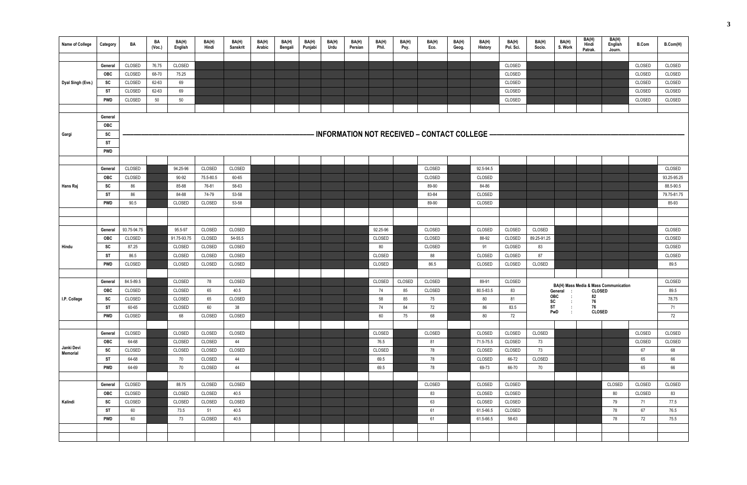| Name of College | Category | BA | BA (Voc.) | BA(H) English | BA(H) Hindi | BA(H) Sanskrit | BA(H) Arabic | BA(H) Bengali | BA(H) Punjabi | BA(H) Urdu | BA(H) Persian | BA(H) Phil. | BA(H) Psy. | BA(H) Eco. | BA(H) Geog. | BA(H) History | BA(H) Pol. Sci. | BA(H) Socio. | BA(H) S. Work | BA(H) Hindi Patrak. | BA(H) English Journ. | B.Com | B.Com(H) |
|---|---|---|---|---|---|---|---|---|---|---|---|---|---|---|---|---|---|---|---|---|---|---|---|
| Dyal Singh (Eve.) | General | CLOSED | 76.75 | CLOSED | | | | | | | | | | | | | CLOSED | | | | | CLOSED | CLOSED |
| | OBC | CLOSED | 68-70 | 75.25 | | | | | | | | | | | | | CLOSED | | | | | CLOSED | CLOSED |
| | SC | CLOSED | 62-63 | 69 | | | | | | | | | | | | | CLOSED | | | | | CLOSED | CLOSED |
| | ST | CLOSED | 62-63 | 69 | | | | | | | | | | | | | CLOSED | | | | | CLOSED | CLOSED |
| | PWD | CLOSED | 50 | 50 | | | | | | | | | | | | | CLOSED | | | | | CLOSED | CLOSED |
| Gargi | General | INFORMATION NOT RECEIVED – CONTACT COLLEGE | | | | | | | | | | | | | | | | | | | | | |
| | OBC | | | | | | | | | | | | | | | | | | | | | | |
| | SC | | | | | | | | | | | | | | | | | | | | | | |
| | ST | | | | | | | | | | | | | | | | | | | | | | |
| | PWD | | | | | | | | | | | | | | | | | | | | | | |
| Hans Raj | General | CLOSED | | 94.25-96 | CLOSED | CLOSED | | | | | | | | CLOSED | | 92.5-94.5 | | | | | | | CLOSED |
| | OBC | CLOSED | | 90-92 | 75.5-80.5 | 60-65 | | | | | | | | CLOSED | | CLOSED | | | | | | | 93.25-95.25 |
| | SC | 86 | | 85-88 | 76-81 | 58-63 | | | | | | | | 89-90 | | 84-86 | | | | | | | 88.5-90.5 |
| | ST | 86 | | 84-88 | 74-79 | 53-58 | | | | | | | | 83-84 | | CLOSED | | | | | | | 79.75-81.75 |
| | PWD | 90.5 | | CLOSED | CLOSED | 53-58 | | | | | | | | 89-90 | | CLOSED | | | | | | | 85-93 |
| Hindu | General | 93.75-94.75 | | 95.5-97 | CLOSED | CLOSED | | | | | | 92.25-96 | | CLOSED | | CLOSED | CLOSED | CLOSED | | | | | CLOSED |
| | OBC | CLOSED | | 91.75-93.75 | CLOSED | 54-55.5 | | | | | | CLOSED | | CLOSED | | 88-92 | CLOSED | 89.25-91.25 | | | | | CLOSED |
| | SC | 87.25 | | CLOSED | CLOSED | CLOSED | | | | | | 80 | | CLOSED | | 91 | CLOSED | 83 | | | | | CLOSED |
| | ST | 86.5 | | CLOSED | CLOSED | CLOSED | | | | | | CLOSED | | 88 | | CLOSED | CLOSED | 87 | | | | | CLOSED |
| | PWD | CLOSED | | CLOSED | CLOSED | CLOSED | | | | | | CLOSED | | 86.5 | | CLOSED | CLOSED | CLOSED | | | | | 89.5 |
| I.P. College | General | 84.5-89.5 | | CLOSED | 78 | CLOSED | | | | | | CLOSED | CLOSED | CLOSED | | 89-91 | CLOSED | BA(H) Mass Media & Mass Communication General : CLOSED | | | | | CLOSED |
| | OBC | CLOSED | | CLOSED | 65 | 40.5 | | | | | | 74 | 85 | CLOSED | | 80.5-83.5 | 83 | OBC : 82 | | | | | 89.5 |
| | SC | CLOSED | | CLOSED | 65 | CLOSED | | | | | | 58 | 85 | 75 | | 80 | 81 | SC : 76 | | | | | 78.75 |
| | ST | 60-65 | | CLOSED | 60 | 38 | | | | | | 74 | 84 | 72 | | 86 | 83.5 | ST : 76 | | | | | 71 |
| | PWD | CLOSED | | 68 | CLOSED | CLOSED | | | | | | 60 | 75 | 68 | | 80 | 72 | PwD : CLOSED | | | | | 72 |
| Janki Devi Memorial | General | CLOSED | | CLOSED | CLOSED | CLOSED | | | | | | CLOSED | | CLOSED | | CLOSED | CLOSED | CLOSED | | | | CLOSED | CLOSED |
| | OBC | 64-68 | | CLOSED | CLOSED | 44 | | | | | | 76.5 | | 81 | | 71.5-75.5 | CLOSED | 73 | | | | CLOSED | CLOSED |
| | SC | CLOSED | | CLOSED | CLOSED | CLOSED | | | | | | CLOSED | | 78 | | CLOSED | CLOSED | 73 | | | | 67 | 68 |
| | ST | 64-68 | | 70 | CLOSED | 44 | | | | | | 69.5 | | 78 | | CLOSED | 66-72 | CLOSED | | | | 65 | 66 |
| | PWD | 64-69 | | 70 | CLOSED | 44 | | | | | | 69.5 | | 78 | | 69-73 | 66-70 | 70 | | | | 65 | 66 |
| Kalindi | General | CLOSED | | 88.75 | CLOSED | CLOSED | | | | | | | | CLOSED | | CLOSED | CLOSED | | | | CLOSED | CLOSED | CLOSED |
| | OBC | CLOSED | | CLOSED | CLOSED | 40.5 | | | | | | | | 83 | | CLOSED | CLOSED | | | | 80 | CLOSED | 83 |
| | SC | CLOSED | | CLOSED | CLOSED | CLOSED | | | | | | | | 63 | | CLOSED | CLOSED | | | | 79 | 71 | 77.5 |
| | ST | 60 | | 73.5 | 51 | 40.5 | | | | | | | | 61 | | 61.5-66.5 | CLOSED | | | | 78 | 67 | 76.5 |
| | PWD | 60 | | 73 | CLOSED | 40.5 | | | | | | | | 61 | | 61.5-66.5 | 58-63 | | | | 78 | 72 | 75.5 |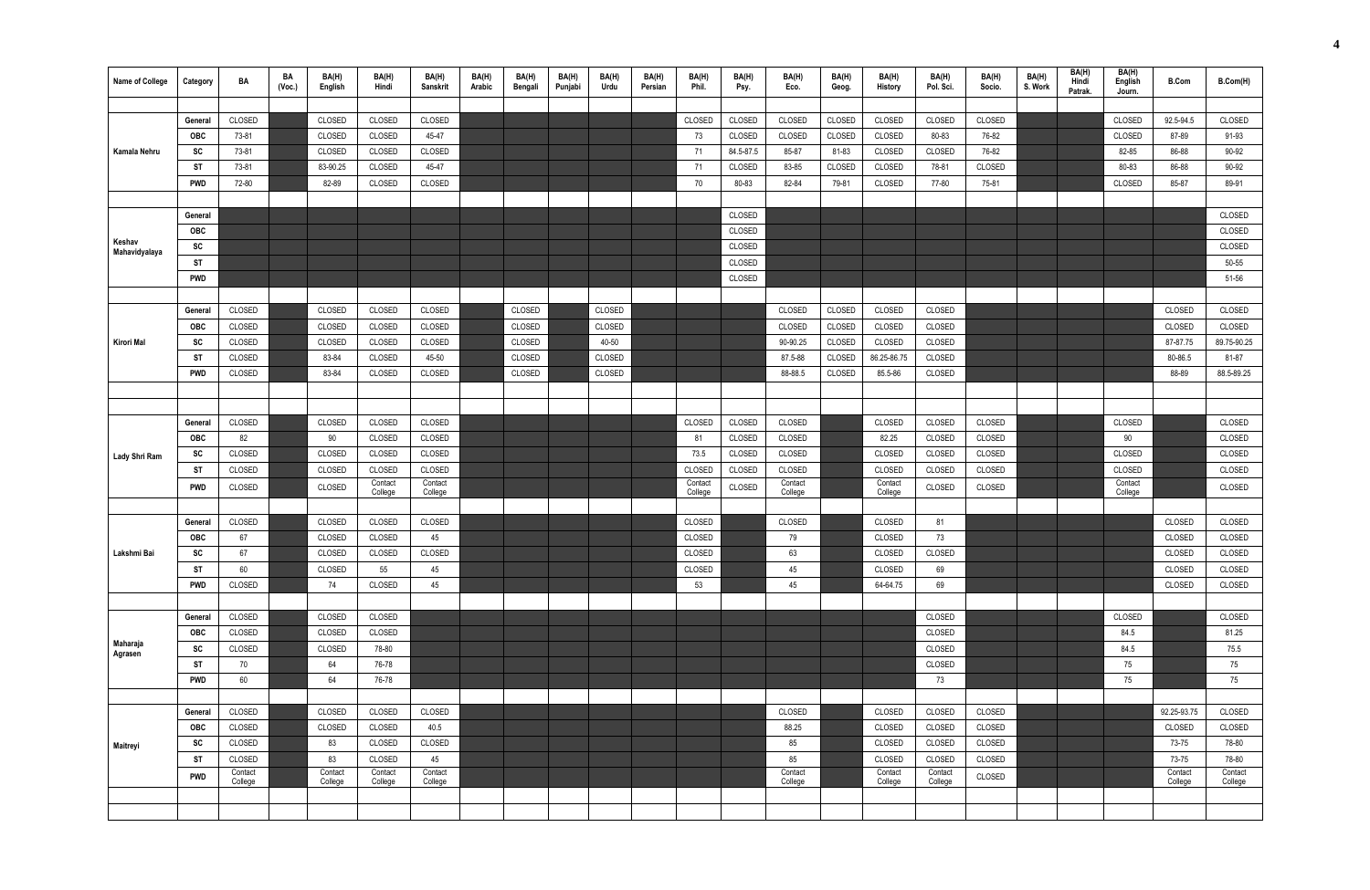| Name of College | Category | BA | BA (Voc.) | BA(H) English | BA(H) Hindi | BA(H) Sanskrit | BA(H) Arabic | BA(H) Bengali | BA(H) Punjabi | BA(H) Urdu | BA(H) Persian | BA(H) Phil. | BA(H) Psy. | BA(H) Eco. | BA(H) Geog. | BA(H) History | BA(H) Pol. Sci. | BA(H) Socio. | BA(H) S. Work | BA(H) Hindi Patrak. | BA(H) English Journ. | B.Com | B.Com(H) |
|---|---|---|---|---|---|---|---|---|---|---|---|---|---|---|---|---|---|---|---|---|---|---|---|
| Kamala Nehru | General | CLOSED | | CLOSED | CLOSED | CLOSED | | | | | | CLOSED | CLOSED | CLOSED | CLOSED | CLOSED | CLOSED | CLOSED | | | CLOSED | 92.5-94.5 | CLOSED |
| | OBC | 73-81 | | CLOSED | CLOSED | 45-47 | | | | | | 73 | CLOSED | CLOSED | CLOSED | CLOSED | 80-83 | 76-82 | | | CLOSED | 87-89 | 91-93 |
| | SC | 73-81 | | CLOSED | CLOSED | CLOSED | | | | | | 71 | 84.5-87.5 | 85-87 | 81-83 | CLOSED | CLOSED | 76-82 | | | 82-85 | 86-88 | 90-92 |
| | ST | 73-81 | | 83-90.25 | CLOSED | 45-47 | | | | | | 71 | CLOSED | 83-85 | CLOSED | CLOSED | 78-81 | CLOSED | | | 80-83 | 86-88 | 90-92 |
| | PWD | 72-80 | | 82-89 | CLOSED | CLOSED | | | | | | 70 | 80-83 | 82-84 | 79-81 | CLOSED | 77-80 | 75-81 | | | CLOSED | 85-87 | 89-91 |
| Keshav Mahavidyalaya | General | | | | | | | | | | | | CLOSED | | | | | | | | | | CLOSED |
| | OBC | | | | | | | | | | | | CLOSED | | | | | | | | | | CLOSED |
| | SC | | | | | | | | | | | | CLOSED | | | | | | | | | | CLOSED |
| | ST | | | | | | | | | | | | CLOSED | | | | | | | | | | 50-55 |
| | PWD | | | | | | | | | | | | CLOSED | | | | | | | | | | 51-56 |
| Kirori Mal | General | CLOSED | | CLOSED | CLOSED | CLOSED | | CLOSED | | CLOSED | | | | CLOSED | CLOSED | CLOSED | CLOSED | | | | | CLOSED | CLOSED |
| | OBC | CLOSED | | CLOSED | CLOSED | CLOSED | | CLOSED | | CLOSED | | | | CLOSED | CLOSED | CLOSED | CLOSED | | | | | CLOSED | CLOSED |
| | SC | CLOSED | | CLOSED | CLOSED | CLOSED | | CLOSED | | 40-50 | | | | 90-90.25 | CLOSED | CLOSED | CLOSED | | | | | 87-87.75 | 89.75-90.25 |
| | ST | CLOSED | | 83-84 | CLOSED | 45-50 | | CLOSED | | CLOSED | | | | 87.5-88 | CLOSED | 86.25-86.75 | CLOSED | | | | | 80-86.5 | 81-87 |
| | PWD | CLOSED | | 83-84 | CLOSED | CLOSED | | CLOSED | | CLOSED | | | | 88-88.5 | CLOSED | 85.5-86 | CLOSED | | | | | 88-89 | 88.5-89.25 |
| Lady Shri Ram | General | CLOSED | | CLOSED | CLOSED | CLOSED | | | | | | CLOSED | CLOSED | CLOSED | | CLOSED | CLOSED | CLOSED | | | CLOSED | | CLOSED |
| | OBC | 82 | | 90 | CLOSED | CLOSED | | | | | | 81 | CLOSED | CLOSED | | 82.25 | CLOSED | CLOSED | | | 90 | | CLOSED |
| | SC | CLOSED | | CLOSED | CLOSED | CLOSED | | | | | | 73.5 | CLOSED | CLOSED | | CLOSED | CLOSED | CLOSED | | | CLOSED | | CLOSED |
| | ST | CLOSED | | CLOSED | CLOSED | CLOSED | | | | | | CLOSED | CLOSED | CLOSED | | CLOSED | CLOSED | CLOSED | | | CLOSED | | CLOSED |
| | PWD | CLOSED | | CLOSED | Contact College | Contact College | | | | | | Contact College | CLOSED | Contact College | | Contact College | CLOSED | CLOSED | | | Contact College | | CLOSED |
| Lakshmi Bai | General | CLOSED | | CLOSED | CLOSED | CLOSED | | | | | | CLOSED | | CLOSED | | CLOSED | 81 | | | | | CLOSED | CLOSED |
| | OBC | 67 | | CLOSED | CLOSED | 45 | | | | | | CLOSED | | 79 | | CLOSED | 73 | | | | | CLOSED | CLOSED |
| | SC | 67 | | CLOSED | CLOSED | CLOSED | | | | | | CLOSED | | 63 | | CLOSED | CLOSED | | | | | CLOSED | CLOSED |
| | ST | 60 | | CLOSED | 55 | 45 | | | | | | CLOSED | | 45 | | CLOSED | 69 | | | | | CLOSED | CLOSED |
| | PWD | CLOSED | | 74 | CLOSED | 45 | | | | | | 53 | | 45 | | 64-64.75 | 69 | | | | | CLOSED | CLOSED |
| Maharaja Agrasen | General | CLOSED | | CLOSED | CLOSED | | | | | | | | | | | | CLOSED | | | | CLOSED | | CLOSED |
| | OBC | CLOSED | | CLOSED | CLOSED | | | | | | | | | | | | CLOSED | | | | 84.5 | | 81.25 |
| | SC | CLOSED | | CLOSED | 78-80 | | | | | | | | | | | | CLOSED | | | | 84.5 | | 75.5 |
| | ST | 70 | | 64 | 76-78 | | | | | | | | | | | | CLOSED | | | | 75 | | 75 |
| | PWD | 60 | | 64 | 76-78 | | | | | | | | | | | | 73 | | | | 75 | | 75 |
| Maitreyi | General | CLOSED | | CLOSED | CLOSED | CLOSED | | | | | | | | CLOSED | | CLOSED | CLOSED | CLOSED | | | | 92.25-93.75 | CLOSED |
| | OBC | CLOSED | | CLOSED | CLOSED | 40.5 | | | | | | | | 88.25 | | CLOSED | CLOSED | CLOSED | | | | CLOSED | CLOSED |
| | SC | CLOSED | | 83 | CLOSED | CLOSED | | | | | | | | 85 | | CLOSED | CLOSED | CLOSED | | | | 73-75 | 78-80 |
| | ST | CLOSED | | 83 | CLOSED | 45 | | | | | | | | 85 | | CLOSED | CLOSED | CLOSED | | | | 73-75 | 78-80 |
| | PWD | Contact College | | Contact College | Contact College | Contact College | | | | | | | | Contact College | | Contact College | Contact College | CLOSED | | | | Contact College | Contact College |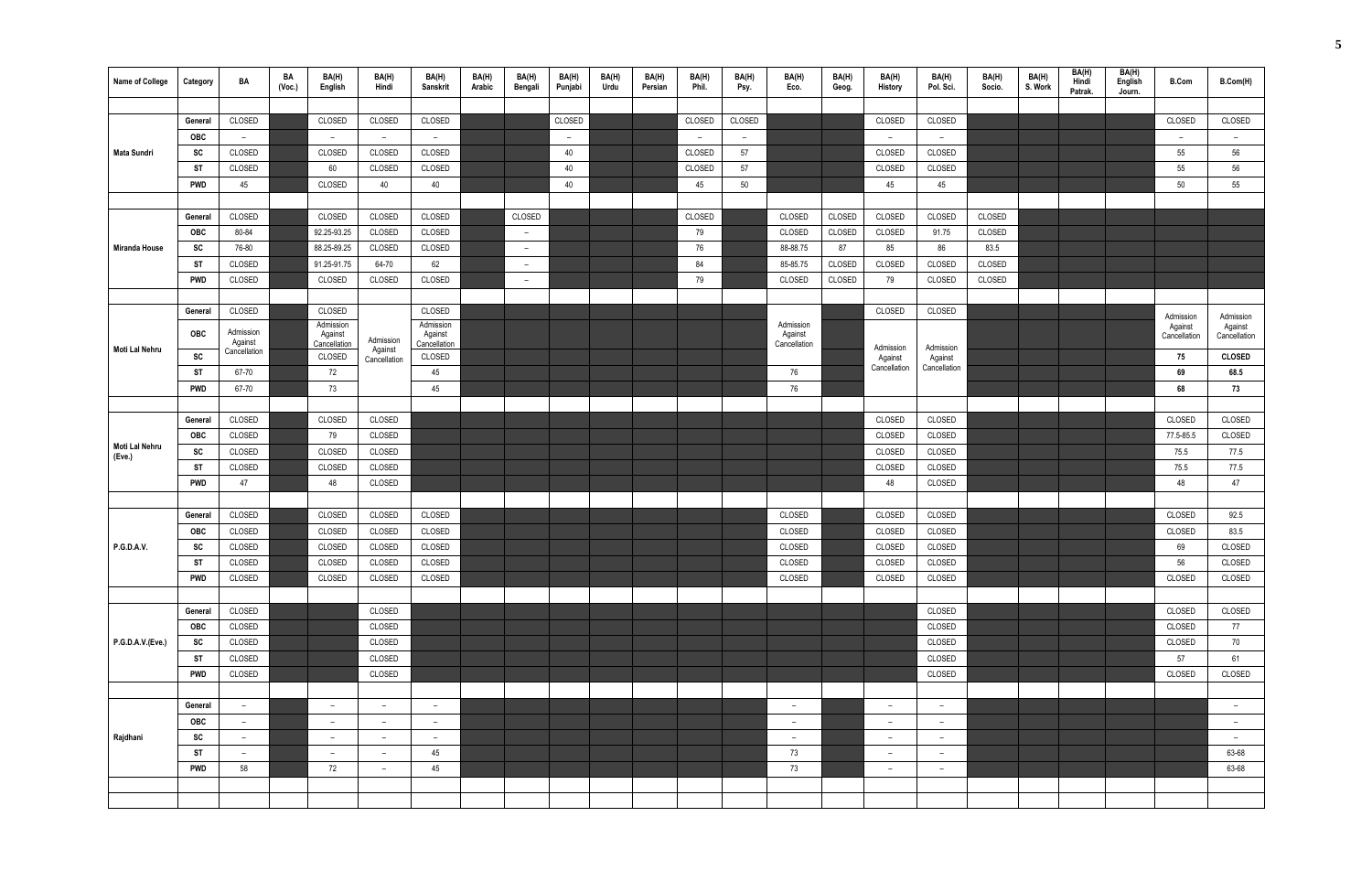| Name of College | Category | BA | BA (Voc.) | BA(H) English | BA(H) Hindi | BA(H) Sanskrit | BA(H) Arabic | BA(H) Bengali | BA(H) Punjabi | BA(H) Urdu | BA(H) Persian | BA(H) Phil. | BA(H) Psy. | BA(H) Eco. | BA(H) Geog. | BA(H) History | BA(H) Pol. Sci. | BA(H) Socio. | BA(H) S. Work | BA(H) Hindi Patrak. | BA(H) English Journ. | B.Com | B.Com(H) |
|---|---|---|---|---|---|---|---|---|---|---|---|---|---|---|---|---|---|---|---|---|---|---|---|
| Mata Sundri | General | CLOSED | | CLOSED | CLOSED | CLOSED | | | CLOSED | | | CLOSED | CLOSED | | | CLOSED | CLOSED | | | | | CLOSED | CLOSED |
| | OBC | – | | – | – | – | | | – | | | – | – | | | – | – | | | | | – | – |
| | SC | CLOSED | | CLOSED | CLOSED | CLOSED | | | 40 | | | CLOSED | 57 | | | CLOSED | CLOSED | | | | | 55 | 56 |
| | ST | CLOSED | | 60 | CLOSED | CLOSED | | | 40 | | | CLOSED | 57 | | | CLOSED | CLOSED | | | | | 55 | 56 |
| | PWD | 45 | | CLOSED | 40 | 40 | | | 40 | | | 45 | 50 | | | 45 | 45 | | | | | 50 | 55 |
| Miranda House | General | CLOSED | | CLOSED | CLOSED | CLOSED | | CLOSED | | | | CLOSED | | CLOSED | CLOSED | CLOSED | CLOSED | CLOSED | | | | | |
| | OBC | 80-84 | | 92.25-93.25 | CLOSED | CLOSED | | – | | | | 79 | | CLOSED | CLOSED | CLOSED | 91.75 | CLOSED | | | | | |
| | SC | 76-80 | | 88.25-89.25 | CLOSED | CLOSED | | – | | | | 76 | | 88-88.75 | 87 | 85 | 86 | 83.5 | | | | | |
| | ST | CLOSED | | 91.25-91.75 | 64-70 | 62 | | – | | | | 84 | | 85-85.75 | CLOSED | CLOSED | CLOSED | CLOSED | | | | | |
| | PWD | CLOSED | | CLOSED | CLOSED | CLOSED | | – | | | | 79 | | CLOSED | CLOSED | 79 | CLOSED | CLOSED | | | | | |
| Moti Lal Nehru | General | CLOSED | | CLOSED | Admission Against Cancellation | CLOSED | | | | | | | | | | CLOSED | CLOSED | | | | | Admission Against Cancellation | Admission Against Cancellation |
| | OBC | Admission Against Cancellation | | Admission Against Cancellation | | Admission Against Cancellation | | | | | | | | Admission Against Cancellation | | Admission Against Cancellation | Admission Against Cancellation | | | | | | |
| | SC | | | CLOSED | | CLOSED | | | | | | | | | | | | | | | | 75 | CLOSED |
| | ST | 67-70 | | 72 | | 45 | | | | | | | | 76 | | | | | | | | 69 | 68.5 |
| | PWD | 67-70 | | 73 | | 45 | | | | | | | | 76 | | | | | | | | 68 | 73 |
| Moti Lal Nehru (Eve.) | General | CLOSED | | CLOSED | CLOSED | | | | | | | | | | | CLOSED | CLOSED | | | | | CLOSED | CLOSED |
| | OBC | CLOSED | | 79 | CLOSED | | | | | | | | | | | CLOSED | CLOSED | | | | | 77.5-85.5 | CLOSED |
| | SC | CLOSED | | CLOSED | CLOSED | | | | | | | | | | | CLOSED | CLOSED | | | | | 75.5 | 77.5 |
| | ST | CLOSED | | CLOSED | CLOSED | | | | | | | | | | | CLOSED | CLOSED | | | | | 75.5 | 77.5 |
| | PWD | 47 | | 48 | CLOSED | | | | | | | | | | | 48 | CLOSED | | | | | 48 | 47 |
| P.G.D.A.V. | General | CLOSED | | CLOSED | CLOSED | CLOSED | | | | | | | | CLOSED | | CLOSED | CLOSED | | | | | CLOSED | 92.5 |
| | OBC | CLOSED | | CLOSED | CLOSED | CLOSED | | | | | | | | CLOSED | | CLOSED | CLOSED | | | | | CLOSED | 83.5 |
| | SC | CLOSED | | CLOSED | CLOSED | CLOSED | | | | | | | | CLOSED | | CLOSED | CLOSED | | | | | 69 | CLOSED |
| | ST | CLOSED | | CLOSED | CLOSED | CLOSED | | | | | | | | CLOSED | | CLOSED | CLOSED | | | | | 56 | CLOSED |
| | PWD | CLOSED | | CLOSED | CLOSED | CLOSED | | | | | | | | CLOSED | | CLOSED | CLOSED | | | | | CLOSED | CLOSED |
| P.G.D.A.V.(Eve.) | General | CLOSED | | | CLOSED | | | | | | | | | | | | CLOSED | | | | | CLOSED | CLOSED |
| | OBC | CLOSED | | | CLOSED | | | | | | | | | | | | CLOSED | | | | | CLOSED | 77 |
| | SC | CLOSED | | | CLOSED | | | | | | | | | | | | CLOSED | | | | | CLOSED | 70 |
| | ST | CLOSED | | | CLOSED | | | | | | | | | | | | CLOSED | | | | | 57 | 61 |
| | PWD | CLOSED | | | CLOSED | | | | | | | | | | | | CLOSED | | | | | CLOSED | CLOSED |
| Rajdhani | General | – | | – | – | – | | | | | | | | – | | – | – | | | | | | – |
| | OBC | – | | – | – | – | | | | | | | | – | | – | – | | | | | | – |
| | SC | – | | – | – | – | | | | | | | | – | | – | – | | | | | | – |
| | ST | – | | – | – | 45 | | | | | | | | 73 | | – | – | | | | | | 63-68 |
| | PWD | 58 | | 72 | – | 45 | | | | | | | | 73 | | – | – | | | | | | 63-68 |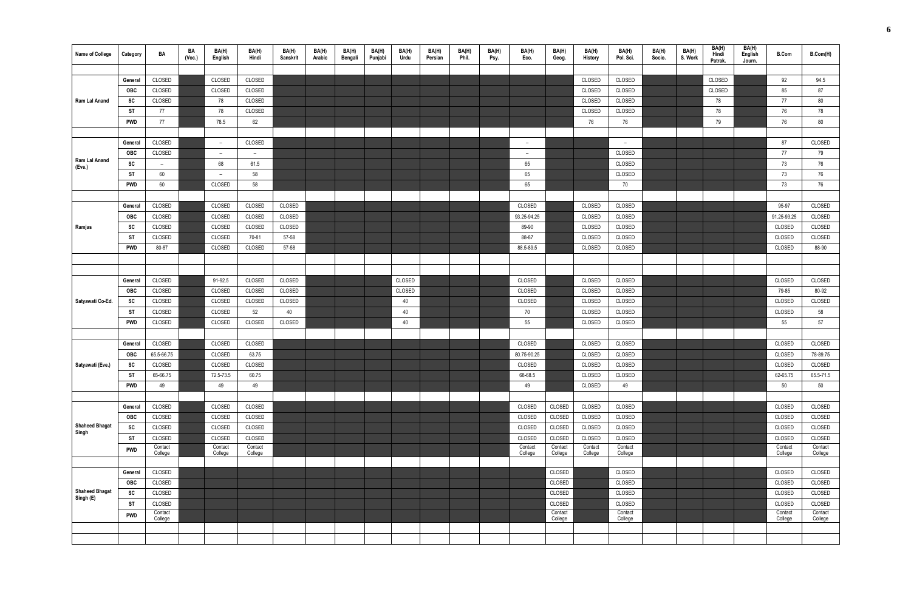| Name of College | Category | BA | BA (Voc.) | BA(H) English | BA(H) Hindi | BA(H) Sanskrit | BA(H) Arabic | BA(H) Bengali | BA(H) Punjabi | BA(H) Urdu | BA(H) Persian | BA(H) Phil. | BA(H) Psy. | BA(H) Eco. | BA(H) Geog. | BA(H) History | BA(H) Pol. Sci. | BA(H) Socio. | BA(H) S. Work | BA(H) Hindi Patrak. | BA(H) English Journ. | B.Com | B.Com(H) |
|---|---|---|---|---|---|---|---|---|---|---|---|---|---|---|---|---|---|---|---|---|---|---|---|
| Ram Lal Anand | General | CLOSED | | CLOSED | CLOSED | | | | | | | | | | | CLOSED | CLOSED | | | CLOSED | | 92 | 94.5 |
| | OBC | CLOSED | | CLOSED | CLOSED | | | | | | | | | | | CLOSED | CLOSED | | | CLOSED | | 85 | 87 |
| | SC | CLOSED | | 78 | CLOSED | | | | | | | | | | | CLOSED | CLOSED | | | 78 | | 77 | 80 |
| | ST | 77 | | 78 | CLOSED | | | | | | | | | | | CLOSED | CLOSED | | | 78 | | 76 | 78 |
| | PWD | 77 | | 78.5 | 62 | | | | | | | | | | | 76 | 76 | | | 79 | | 76 | 80 |
| Ram Lal Anand (Eve.) | General | CLOSED | | – | CLOSED | | | | | | | | | – | | | – | | | | | 87 | CLOSED |
| | OBC | CLOSED | | – | – | | | | | | | | | – | | | CLOSED | | | | | 77 | 79 |
| | SC | – | | 68 | 61.5 | | | | | | | | | 65 | | | CLOSED | | | | | 73 | 76 |
| | ST | 60 | | – | 58 | | | | | | | | | 65 | | | CLOSED | | | | | 73 | 76 |
| | PWD | 60 | | CLOSED | 58 | | | | | | | | | 65 | | | 70 | | | | | 73 | 76 |
| Ramjas | General | CLOSED | | CLOSED | CLOSED | CLOSED | | | | | | | | CLOSED | | CLOSED | CLOSED | | | | | 95-97 | CLOSED |
| | OBC | CLOSED | | CLOSED | CLOSED | CLOSED | | | | | | | | 93.25-94.25 | | CLOSED | CLOSED | | | | | 91.25-93.25 | CLOSED |
| | SC | CLOSED | | CLOSED | CLOSED | CLOSED | | | | | | | | 89-90 | | CLOSED | CLOSED | | | | | CLOSED | CLOSED |
| | ST | CLOSED | | CLOSED | 70-81 | 57-58 | | | | | | | | 88-87 | | CLOSED | CLOSED | | | | | CLOSED | CLOSED |
| | PWD | 80-87 | | CLOSED | CLOSED | 57-58 | | | | | | | | 88.5-89.5 | | CLOSED | CLOSED | | | | | CLOSED | 88-90 |
| Satyawati Co-Ed. | General | CLOSED | | 91-92.5 | CLOSED | CLOSED | | | | CLOSED | | | | CLOSED | | CLOSED | CLOSED | | | | | CLOSED | CLOSED |
| | OBC | CLOSED | | CLOSED | CLOSED | CLOSED | | | | CLOSED | | | | CLOSED | | CLOSED | CLOSED | | | | | 79-85 | 80-92 |
| | SC | CLOSED | | CLOSED | CLOSED | CLOSED | | | | 40 | | | | CLOSED | | CLOSED | CLOSED | | | | | CLOSED | CLOSED |
| | ST | CLOSED | | CLOSED | 52 | 40 | | | | 40 | | | | 70 | | CLOSED | CLOSED | | | | | CLOSED | 58 |
| | PWD | CLOSED | | CLOSED | CLOSED | CLOSED | | | | 40 | | | | 55 | | CLOSED | CLOSED | | | | | 55 | 57 |
| Satyawati (Eve.) | General | CLOSED | | CLOSED | CLOSED | | | | | | | | | CLOSED | | CLOSED | CLOSED | | | | | CLOSED | CLOSED |
| | OBC | 65.5-66.75 | | CLOSED | 63.75 | | | | | | | | | 80.75-90.25 | | CLOSED | CLOSED | | | | | CLOSED | 78-89.75 |
| | SC | CLOSED | | CLOSED | CLOSED | | | | | | | | | CLOSED | | CLOSED | CLOSED | | | | | CLOSED | CLOSED |
| | ST | 65-66.75 | | 72.5-73.5 | 60.75 | | | | | | | | | 68-68.5 | | CLOSED | CLOSED | | | | | 62-65.75 | 65.5-71.5 |
| | PWD | 49 | | 49 | 49 | | | | | | | | | 49 | | CLOSED | 49 | | | | | 50 | 50 |
| Shaheed Bhagat Singh | General | CLOSED | | CLOSED | CLOSED | | | | | | | | | CLOSED | CLOSED | CLOSED | CLOSED | | | | | CLOSED | CLOSED |
| | OBC | CLOSED | | CLOSED | CLOSED | | | | | | | | | CLOSED | CLOSED | CLOSED | CLOSED | | | | | CLOSED | CLOSED |
| | SC | CLOSED | | CLOSED | CLOSED | | | | | | | | | CLOSED | CLOSED | CLOSED | CLOSED | | | | | CLOSED | CLOSED |
| | ST | CLOSED | | CLOSED | CLOSED | | | | | | | | | CLOSED | CLOSED | CLOSED | CLOSED | | | | | CLOSED | CLOSED |
| | PWD | Contact College | | Contact College | Contact College | | | | | | | | | Contact College | Contact College | Contact College | Contact College | | | | | Contact College | Contact College |
| Shaheed Bhagat Singh (E) | General | CLOSED | | | | | | | | | | | | | CLOSED | | CLOSED | | | | | CLOSED | CLOSED |
| | OBC | CLOSED | | | | | | | | | | | | | CLOSED | | CLOSED | | | | | CLOSED | CLOSED |
| | SC | CLOSED | | | | | | | | | | | | | CLOSED | | CLOSED | | | | | CLOSED | CLOSED |
| | ST | CLOSED | | | | | | | | | | | | | CLOSED | | CLOSED | | | | | CLOSED | CLOSED |
| | PWD | Contact College | | | | | | | | | | | | | Contact College | | Contact College | | | | | Contact College | Contact College |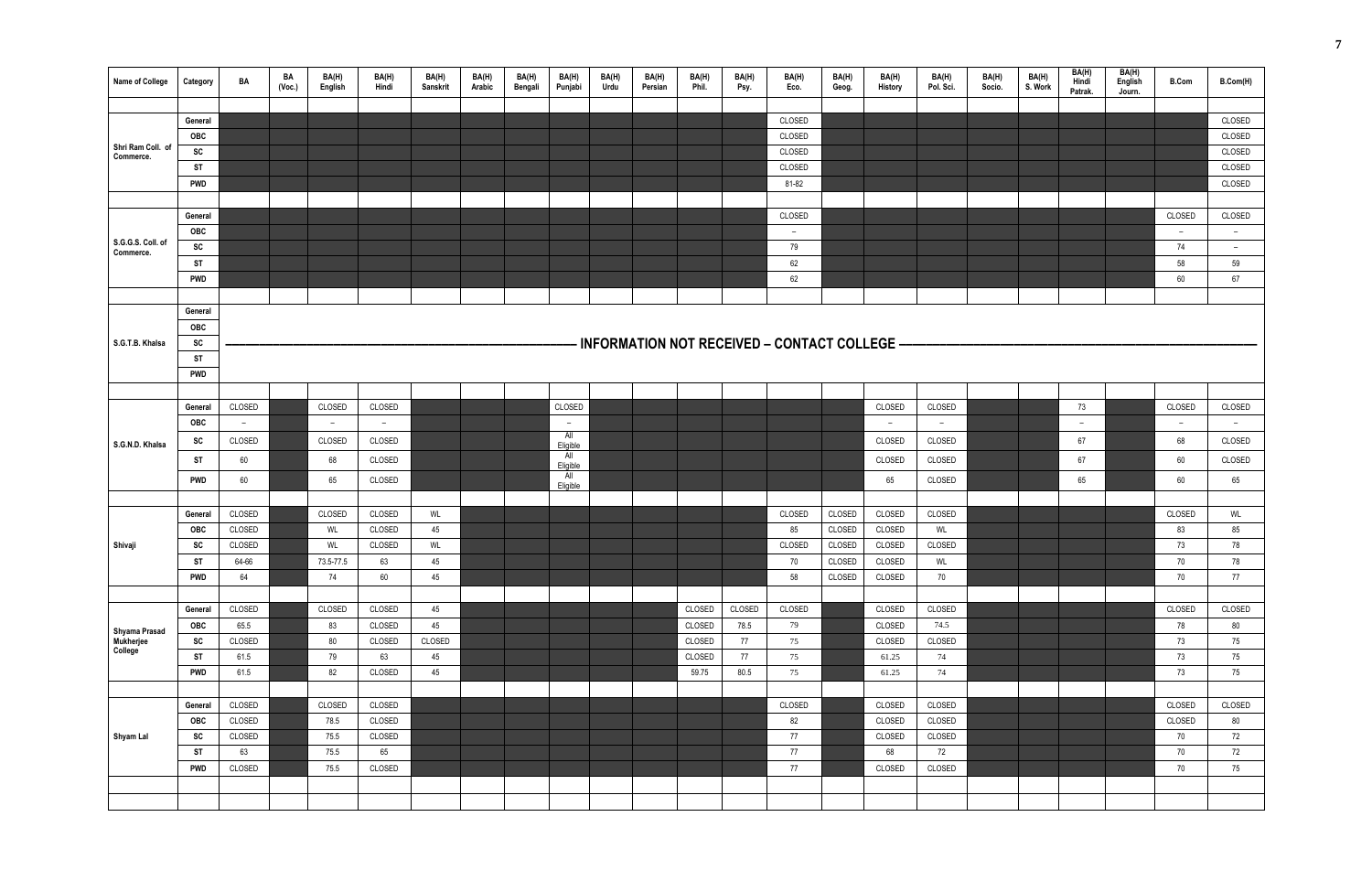| Name of College | Category | BA | BA (Voc.) | BA(H) English | BA(H) Hindi | BA(H) Sanskrit | BA(H) Arabic | BA(H) Bengali | BA(H) Punjabi | BA(H) Urdu | BA(H) Persian | BA(H) Phil. | BA(H) Psy. | BA(H) Eco. | BA(H) Geog. | BA(H) History | BA(H) Pol. Sci. | BA(H) Socio. | BA(H) S. Work | BA(H) Hindi Patrak. | BA(H) English Journ. | B.Com | B.Com(H) |
|---|---|---|---|---|---|---|---|---|---|---|---|---|---|---|---|---|---|---|---|---|---|---|---|
| Shri Ram Coll. of Commerce. | General | | | | | | | | | | | | | CLOSED | | | | | | | | | CLOSED |
| | OBC | | | | | | | | | | | | | CLOSED | | | | | | | | | CLOSED |
| | SC | | | | | | | | | | | | | CLOSED | | | | | | | | | CLOSED |
| | ST | | | | | | | | | | | | | CLOSED | | | | | | | | | CLOSED |
| | PWD | | | | | | | | | | | | | 81-82 | | | | | | | | | CLOSED |
| S.G.G.S. Coll. of Commerce. | General | | | | | | | | | | | | | CLOSED | | | | | | | | CLOSED | CLOSED |
| | OBC | | | | | | | | | | | | | – | | | | | | | | – | – |
| | SC | | | | | | | | | | | | | 79 | | | | | | | | 74 | – |
| | ST | | | | | | | | | | | | | 62 | | | | | | | | 58 | 59 |
| | PWD | | | | | | | | | | | | | 62 | | | | | | | | 60 | 67 |
| S.G.T.B. Khalsa | General | INFORMATION NOT RECEIVED – CONTACT COLLEGE | | | | | | | | | | | | | | | | | | | | | |
| | OBC | | | | | | | | | | | | | | | | | | | | | | |
| | SC | | | | | | | | | | | | | | | | | | | | | | |
| | ST | | | | | | | | | | | | | | | | | | | | | | |
| | PWD | | | | | | | | | | | | | | | | | | | | | | |
| S.G.N.D. Khalsa | General | CLOSED | | CLOSED | CLOSED | | | | CLOSED | | | | | | | CLOSED | CLOSED | | | 73 | | CLOSED | CLOSED |
| | OBC | – | | – | – | | | | – | | | | | | | – | – | | | – | | – | – |
| | SC | CLOSED | | CLOSED | CLOSED | | | | All Eligible | | | | | | | CLOSED | CLOSED | | | 67 | | 68 | CLOSED |
| | ST | 60 | | 68 | CLOSED | | | | All Eligible | | | | | | | CLOSED | CLOSED | | | 67 | | 60 | CLOSED |
| | PWD | 60 | | 65 | CLOSED | | | | All Eligible | | | | | | | 65 | CLOSED | | | 65 | | 60 | 65 |
| Shivaji | General | CLOSED | | CLOSED | CLOSED | WL | | | | | | | | CLOSED | CLOSED | CLOSED | CLOSED | | | | | CLOSED | WL |
| | OBC | CLOSED | | WL | CLOSED | 45 | | | | | | | | 85 | CLOSED | CLOSED | WL | | | | | 83 | 85 |
| | SC | CLOSED | | WL | CLOSED | WL | | | | | | | | CLOSED | CLOSED | CLOSED | CLOSED | | | | | 73 | 78 |
| | ST | 64-66 | | 73.5-77.5 | 63 | 45 | | | | | | | | 70 | CLOSED | CLOSED | WL | | | | | 70 | 78 |
| | PWD | 64 | | 74 | 60 | 45 | | | | | | | | 58 | CLOSED | CLOSED | 70 | | | | | 70 | 77 |
| Shyama Prasad Mukherjee College | General | CLOSED | | CLOSED | CLOSED | 45 | | | | | | CLOSED | CLOSED | CLOSED | | CLOSED | CLOSED | | | | | CLOSED | CLOSED |
| | OBC | 65.5 | | 83 | CLOSED | 45 | | | | | | CLOSED | 78.5 | 79 | | CLOSED | 74.5 | | | | | 78 | 80 |
| | SC | CLOSED | | 80 | CLOSED | CLOSED | | | | | | CLOSED | 77 | 75 | | CLOSED | CLOSED | | | | | 73 | 75 |
| | ST | 61.5 | | 79 | 63 | 45 | | | | | | CLOSED | 77 | 75 | | 61.25 | 74 | | | | | 73 | 75 |
| | PWD | 61.5 | | 82 | CLOSED | 45 | | | | | | 59.75 | 80.5 | 75 | | 61.25 | 74 | | | | | 73 | 75 |
| Shyam Lal | General | CLOSED | | CLOSED | CLOSED | | | | | | | | | CLOSED | | CLOSED | CLOSED | | | | | CLOSED | CLOSED |
| | OBC | CLOSED | | 78.5 | CLOSED | | | | | | | | | 82 | | CLOSED | CLOSED | | | | | CLOSED | 80 |
| | SC | CLOSED | | 75.5 | CLOSED | | | | | | | | | 77 | | CLOSED | CLOSED | | | | | 70 | 72 |
| | ST | 63 | | 75.5 | 65 | | | | | | | | | 77 | | 68 | 72 | | | | | 70 | 72 |
| | PWD | CLOSED | | 75.5 | CLOSED | | | | | | | | | 77 | | CLOSED | CLOSED | | | | | 70 | 75 |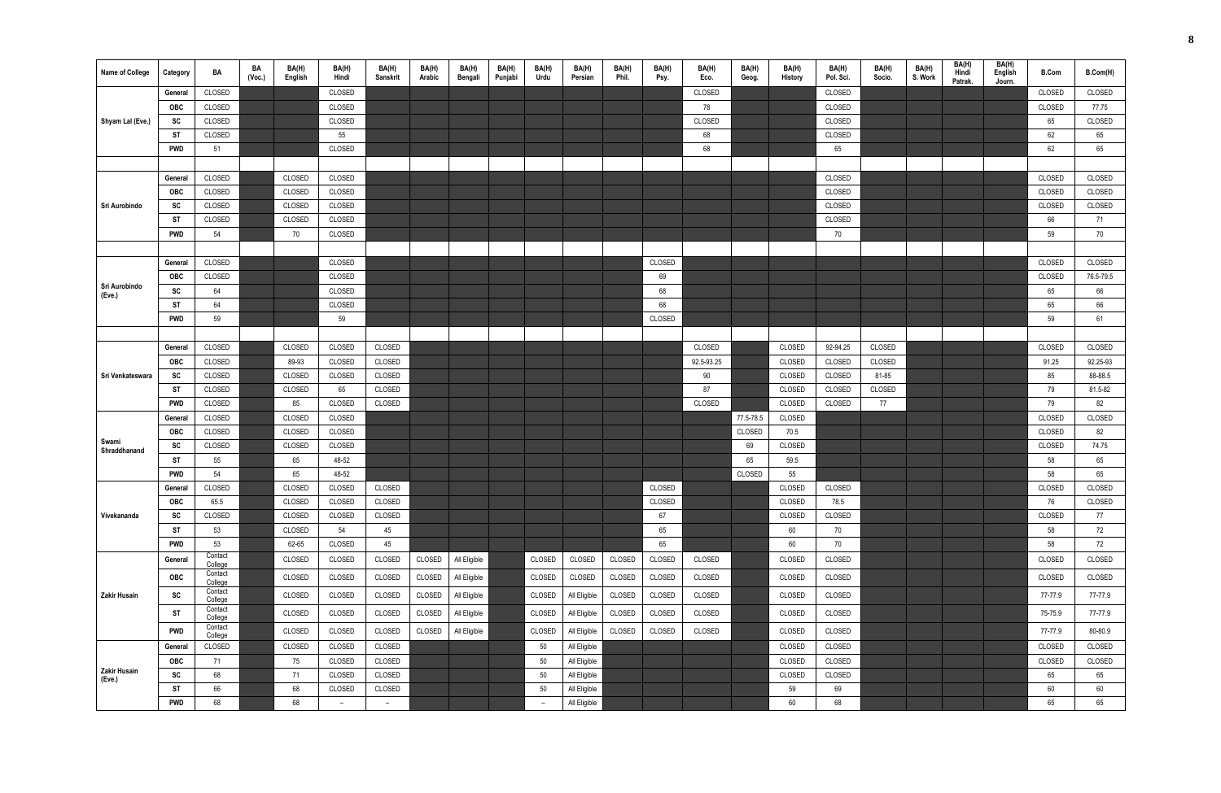| Name of College | Category | BA | BA (Voc.) | BA(H) English | BA(H) Hindi | BA(H) Sanskrit | BA(H) Arabic | BA(H) Bengali | BA(H) Punjabi | BA(H) Urdu | BA(H) Persian | BA(H) Phil. | BA(H) Psy. | BA(H) Eco. | BA(H) Geog. | BA(H) History | BA(H) Pol. Sci. | BA(H) Socio. | BA(H) S. Work | BA(H) Hindi Patrak. | BA(H) English Journ. | B.Com | B.Com(H) |
|---|---|---|---|---|---|---|---|---|---|---|---|---|---|---|---|---|---|---|---|---|---|---|---|
| Shyam Lal (Eve.) | General | CLOSED | | | CLOSED | | | | | | | | | CLOSED | | | CLOSED | | | | | CLOSED | CLOSED |
| | OBC | CLOSED | | | CLOSED | | | | | | | | | 78 | | | CLOSED | | | | | CLOSED | 77.75 |
| | SC | CLOSED | | | CLOSED | | | | | | | | | CLOSED | | | CLOSED | | | | | 65 | CLOSED |
| | ST | CLOSED | | | 55 | | | | | | | | | 68 | | | CLOSED | | | | | 62 | 65 |
| | PWD | 51 | | | CLOSED | | | | | | | | | 68 | | | 65 | | | | | 62 | 65 |
| Sri Aurobindo | General | CLOSED | | CLOSED | CLOSED | | | | | | | | | | | | CLOSED | | | | | CLOSED | CLOSED |
| | OBC | CLOSED | | CLOSED | CLOSED | | | | | | | | | | | | CLOSED | | | | | CLOSED | CLOSED |
| | SC | CLOSED | | CLOSED | CLOSED | | | | | | | | | | | | CLOSED | | | | | CLOSED | CLOSED |
| | ST | CLOSED | | CLOSED | CLOSED | | | | | | | | | | | | CLOSED | | | | | 66 | 71 |
| | PWD | 54 | | 70 | CLOSED | | | | | | | | | | | | 70 | | | | | 59 | 70 |
| Sri Aurobindo (Eve.) | General | CLOSED | | | CLOSED | | | | | | | | CLOSED | | | | | | | | | CLOSED | CLOSED |
| | OBC | CLOSED | | | CLOSED | | | | | | | | 69 | | | | | | | | | CLOSED | 76.5-79.5 |
| | SC | 64 | | | CLOSED | | | | | | | | 68 | | | | | | | | | 65 | 66 |
| | ST | 64 | | | CLOSED | | | | | | | | 68 | | | | | | | | | 65 | 66 |
| | PWD | 59 | | | 59 | | | | | | | | CLOSED | | | | | | | | | 59 | 61 |
| Sri Venkateswara | General | CLOSED | | CLOSED | CLOSED | CLOSED | | | | | | | | CLOSED | | CLOSED | 92-94.25 | CLOSED | | | | CLOSED | CLOSED |
| | OBC | CLOSED | | 89-93 | CLOSED | CLOSED | | | | | | | | 92.5-93.25 | | CLOSED | CLOSED | CLOSED | | | | 91.25 | 92.25-93 |
| | SC | CLOSED | | CLOSED | CLOSED | CLOSED | | | | | | | | 90 | | CLOSED | CLOSED | 81-85 | | | | 85 | 88-88.5 |
| | ST | CLOSED | | CLOSED | 65 | CLOSED | | | | | | | | 87 | | CLOSED | CLOSED | CLOSED | | | | 79 | 81.5-82 |
| | PWD | CLOSED | | 85 | CLOSED | CLOSED | | | | | | | | CLOSED | | CLOSED | CLOSED | 77 | | | | 79 | 82 |
| Swami Shraddhanand | General | CLOSED | | CLOSED | CLOSED | | | | | | | | | | 77.5-78.5 | CLOSED | | | | | | CLOSED | CLOSED |
| | OBC | CLOSED | | CLOSED | CLOSED | | | | | | | | | | CLOSED | 70.5 | | | | | | CLOSED | 82 |
| | SC | CLOSED | | CLOSED | CLOSED | | | | | | | | | | 69 | CLOSED | | | | | | CLOSED | 74.75 |
| | ST | 55 | | 65 | 48-52 | | | | | | | | | | 65 | 59.5 | | | | | | 58 | 65 |
| | PWD | 54 | | 65 | 48-52 | | | | | | | | | | CLOSED | 55 | | | | | | 58 | 65 |
| Vivekananda | General | CLOSED | | CLOSED | CLOSED | CLOSED | | | | | | | CLOSED | | | CLOSED | CLOSED | | | | | CLOSED | CLOSED |
| | OBC | 65.5 | | CLOSED | CLOSED | CLOSED | | | | | | | CLOSED | | | CLOSED | 78.5 | | | | | 76 | CLOSED |
| | SC | CLOSED | | CLOSED | CLOSED | CLOSED | | | | | | | 67 | | | CLOSED | CLOSED | | | | | CLOSED | 77 |
| | ST | 53 | | CLOSED | 54 | 45 | | | | | | | 65 | | | 60 | 70 | | | | | 58 | 72 |
| | PWD | 53 | | 62-65 | CLOSED | 45 | | | | | | | 65 | | | 60 | 70 | | | | | 58 | 72 |
| Zakir Husain | General | Contact College | | CLOSED | CLOSED | CLOSED | CLOSED | All Eligible | | CLOSED | CLOSED | CLOSED | CLOSED | CLOSED | | CLOSED | CLOSED | | | | | CLOSED | CLOSED |
| | OBC | Contact College | | CLOSED | CLOSED | CLOSED | CLOSED | All Eligible | | CLOSED | CLOSED | CLOSED | CLOSED | CLOSED | | CLOSED | CLOSED | | | | | CLOSED | CLOSED |
| | SC | Contact College | | CLOSED | CLOSED | CLOSED | CLOSED | All Eligible | | CLOSED | All Eligible | CLOSED | CLOSED | CLOSED | | CLOSED | CLOSED | | | | | 77-77.9 | 77-77.9 |
| | ST | Contact College | | CLOSED | CLOSED | CLOSED | CLOSED | All Eligible | | CLOSED | All Eligible | CLOSED | CLOSED | CLOSED | | CLOSED | CLOSED | | | | | 75-75.9 | 77-77.9 |
| | PWD | Contact College | | CLOSED | CLOSED | CLOSED | CLOSED | All Eligible | | CLOSED | All Eligible | CLOSED | CLOSED | CLOSED | | CLOSED | CLOSED | | | | | 77-77.9 | 80-80.9 |
| Zakir Husain (Eve.) | General | CLOSED | | CLOSED | CLOSED | CLOSED | | | | 50 | All Eligible | | | | | CLOSED | CLOSED | | | | | CLOSED | CLOSED |
| | OBC | 71 | | 75 | CLOSED | CLOSED | | | | 50 | All Eligible | | | | | CLOSED | CLOSED | | | | | CLOSED | CLOSED |
| | SC | 68 | | 71 | CLOSED | CLOSED | | | | 50 | All Eligible | | | | | CLOSED | CLOSED | | | | | 65 | 65 |
| | ST | 66 | | 68 | CLOSED | CLOSED | | | | 50 | All Eligible | | | | | 59 | 69 | | | | | 60 | 60 |
| | PWD | 68 | | 68 | – | – | | | | – | All Eligible | | | | | 60 | 68 | | | | | 65 | 65 |